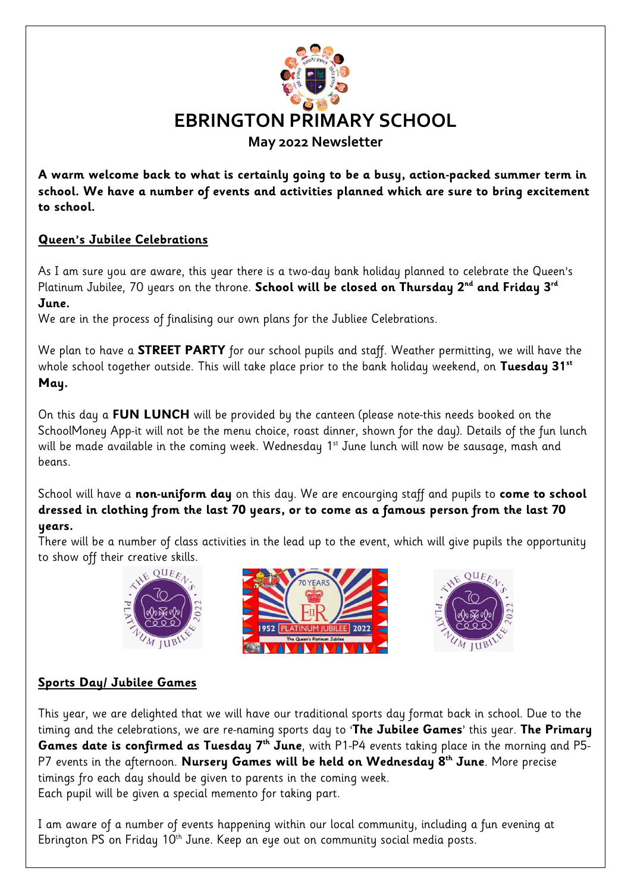# EBRINGTON PRIMARY SCHOOL

## May 2022 Newsletter

**A warm welcome back to what is certainly going to be a busy, action-packed summer term in school. We have a number of events and activities planned which are sure to bring excitement to school.**

### Queen's Jubilee Celebrations

As I am sure you are aware, this year there is a two-day bank holiday planned to celebrate the Queen's Platinum Jubilee, 70 years on the throne. **School will be closed on Thursday 2nd and Friday 3rd June.**

We are in the process of finalising our own plans for the Jubliee Celebrations.

We plan to have a **STREET PARTY** for our school pupils and staff. Weather permitting, we will have the whole school together outside. This will take place prior to the bank holiday weekend, on **Tuesday 31st May.**

On this day a **FUN LUNCH** will be provided by the canteen (please note-this needs booked on the SchoolMoney App-it will not be the menu choice, roast dinner, shown for the day). Details of the fun lunch will be made available in the coming week. Wednesday 1st June lunch will now be sausage, mash and beans.

School will have a **non-uniform day** on this day. We are encourging staff and pupils to **come to school dressed in clothing from the last 70 years, or to come as a famous person from the last 70 years.**

There will be a number of class activities in the lead up to the event, which will give pupils the opportunity to show off their creative skills.

### Sports Day/ Jubilee Games

This year, we are delighted that we will have our traditional sports day format back in school. Due to the timing and the celebrations, we are re-naming sports day to '**The Jubilee Games**' this year. **The Primary Games date is confirmed as Tuesday 7th June**, with P1-P4 events taking place in the morning and P5-P7 events in the afternoon. **Nursery Games will be held on Wednesday 8th June**. More precise timings fro each day should be given to parents in the coming week.

Each pupil will be given a special memento for taking part.

I am aware of a number of events happening within our local community, including a fun evening at Ebrington PS on Friday 10th June. Keep an eye out on community social media posts.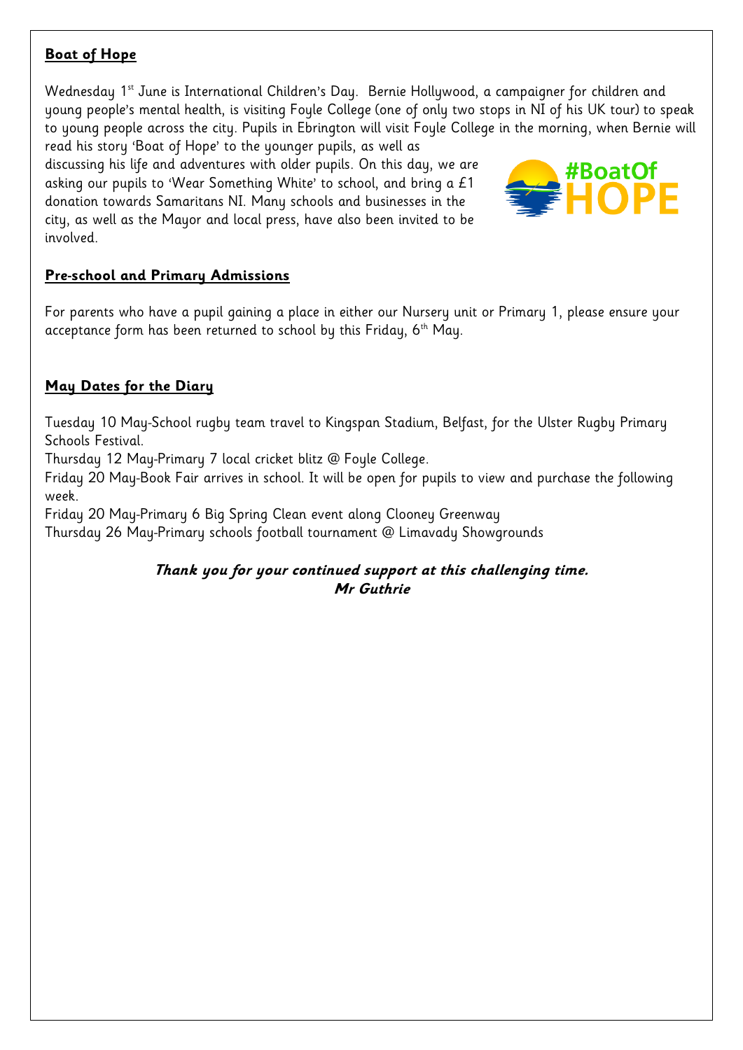**Boat of Hope**

Wednesday 1st June is International Children's Day. Bernie Hollywood, a campaigner for children and young people's mental health, is visiting Foyle College (one of only two stops in NI of his UK tour) to speak to young people across the city. Pupils in Ebrington will visit Foyle College in the morning, when Bernie will read his story 'Boat of Hope' to the younger pupils, as well as discussing his life and adventures with older pupils. On this day, we are asking our pupils to 'Wear Something White' to school, and bring a £1 donation towards Samaritans NI. Many schools and businesses in the city, as well as the Mayor and local press, have also been invited to be involved.

**Pre-school and Primary Admissions**

For parents who have a pupil gaining a place in either our Nursery unit or Primary 1, please ensure your acceptance form has been returned to school by this Friday, 6th May.

**May Dates for the Diary**

Tuesday 10 May-School rugby team travel to Kingspan Stadium, Belfast, for the Ulster Rugby Primary Schools Festival.
Thursday 12 May-Primary 7 local cricket blitz @ Foyle College.
Friday 20 May-Book Fair arrives in school. It will be open for pupils to view and purchase the following week.
Friday 20 May-Primary 6 Big Spring Clean event along Clooney Greenway
Thursday 26 May-Primary schools football tournament @ Limavady Showgrounds

***Thank you for your continued support at this challenging time.***
***Mr Guthrie***